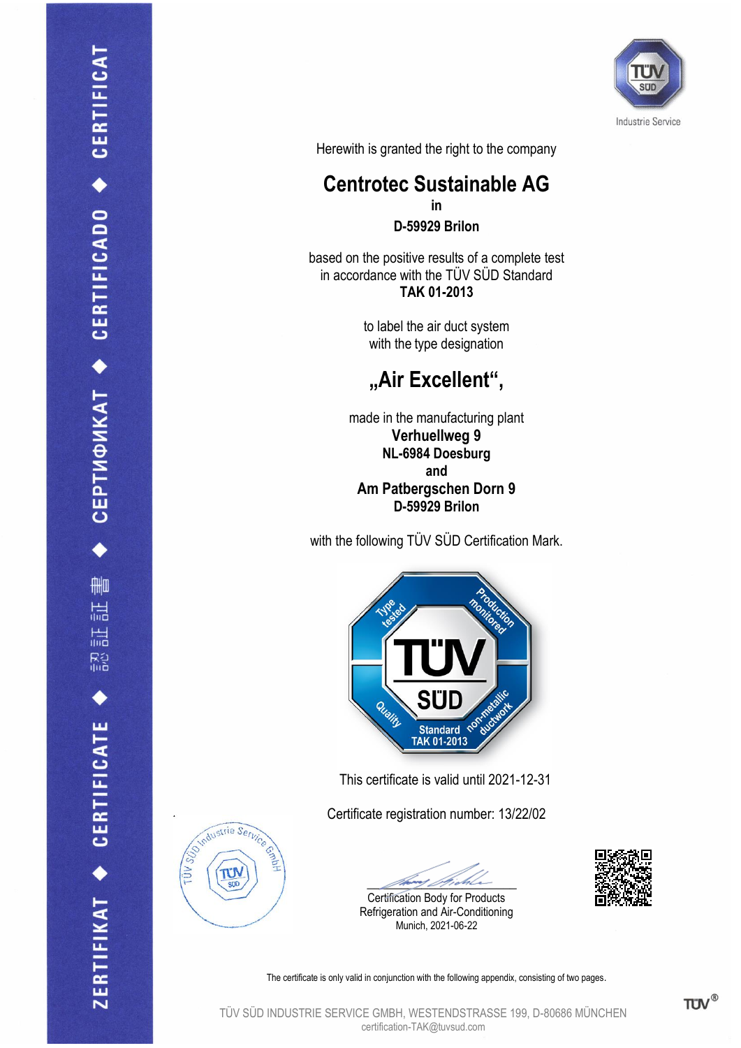Industrie Service

Herewith is granted the right to the company

# Centrotec Sustainable AG

**in**

**D-59929 Brilon**

based on the positive results of a complete test
in accordance with the TÜV SÜD Standard
**TAK 01-2013**

to label the air duct system
with the type designation

## „Air Excellent“,

made in the manufacturing plant
**Verhuellweg 9**
**NL-6984 Doesburg**
**and**
**Am Patbergschen Dorn 9**
**D-59929 Brilon**

with the following TÜV SÜD Certification Mark.

Type tested · Production monitored · Quality · non-metallic ductwork · TÜV SÜD · Standard TAK 01-2013

This certificate is valid until 2021-12-31

Certificate registration number: 13/22/02

Certification Body for Products
Refrigeration and Air-Conditioning
Munich, 2021-06-22

The certificate is only valid in conjunction with the following appendix, consisting of two pages.

TÜV SÜD INDUSTRIE SERVICE GMBH, WESTENDSTRASSE 199, D-80686 MÜNCHEN
certification-TAK@tuvsud.com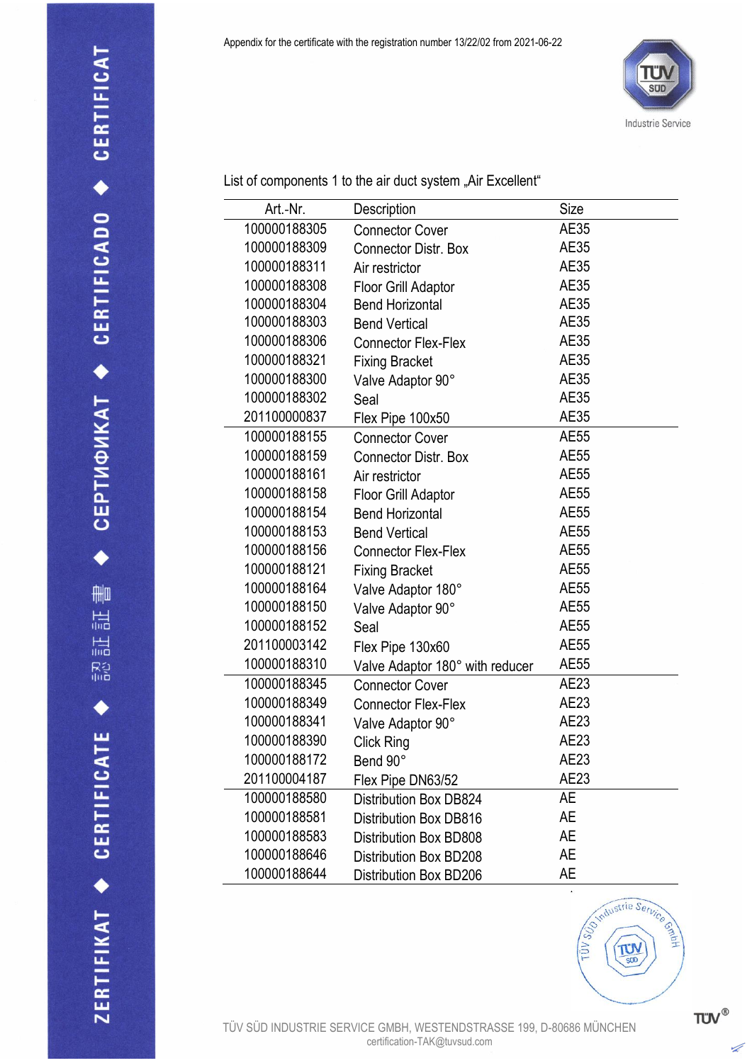Appendix for the certificate with the registration number 13/22/02 from 2021-06-22

TÜV SÜD Industrie Service

List of components 1 to the air duct system „Air Excellent“

| Art.-Nr. | Description | Size |
|---|---|---|
| 100000188305 | Connector Cover | AE35 |
| 100000188309 | Connector Distr. Box | AE35 |
| 100000188311 | Air restrictor | AE35 |
| 100000188308 | Floor Grill Adaptor | AE35 |
| 100000188304 | Bend Horizontal | AE35 |
| 100000188303 | Bend Vertical | AE35 |
| 100000188306 | Connector Flex-Flex | AE35 |
| 100000188321 | Fixing Bracket | AE35 |
| 100000188300 | Valve Adaptor 90° | AE35 |
| 100000188302 | Seal | AE35 |
| 201100000837 | Flex Pipe 100x50 | AE35 |
| 100000188155 | Connector Cover | AE55 |
| 100000188159 | Connector Distr. Box | AE55 |
| 100000188161 | Air restrictor | AE55 |
| 100000188158 | Floor Grill Adaptor | AE55 |
| 100000188154 | Bend Horizontal | AE55 |
| 100000188153 | Bend Vertical | AE55 |
| 100000188156 | Connector Flex-Flex | AE55 |
| 100000188121 | Fixing Bracket | AE55 |
| 100000188164 | Valve Adaptor 180° | AE55 |
| 100000188150 | Valve Adaptor 90° | AE55 |
| 100000188152 | Seal | AE55 |
| 201100003142 | Flex Pipe 130x60 | AE55 |
| 100000188310 | Valve Adaptor 180° with reducer | AE55 |
| 100000188345 | Connector Cover | AE23 |
| 100000188349 | Connector Flex-Flex | AE23 |
| 100000188341 | Valve Adaptor 90° | AE23 |
| 100000188390 | Click Ring | AE23 |
| 100000188172 | Bend 90° | AE23 |
| 201100004187 | Flex Pipe DN63/52 | AE23 |
| 100000188580 | Distribution Box DB824 | AE |
| 100000188581 | Distribution Box DB816 | AE |
| 100000188583 | Distribution Box BD808 | AE |
| 100000188646 | Distribution Box BD208 | AE |
| 100000188644 | Distribution Box BD206 | AE |

TÜV SÜD INDUSTRIE SERVICE GMBH, WESTENDSTRASSE 199, D-80686 MÜNCHEN
certification-TAK@tuvsud.com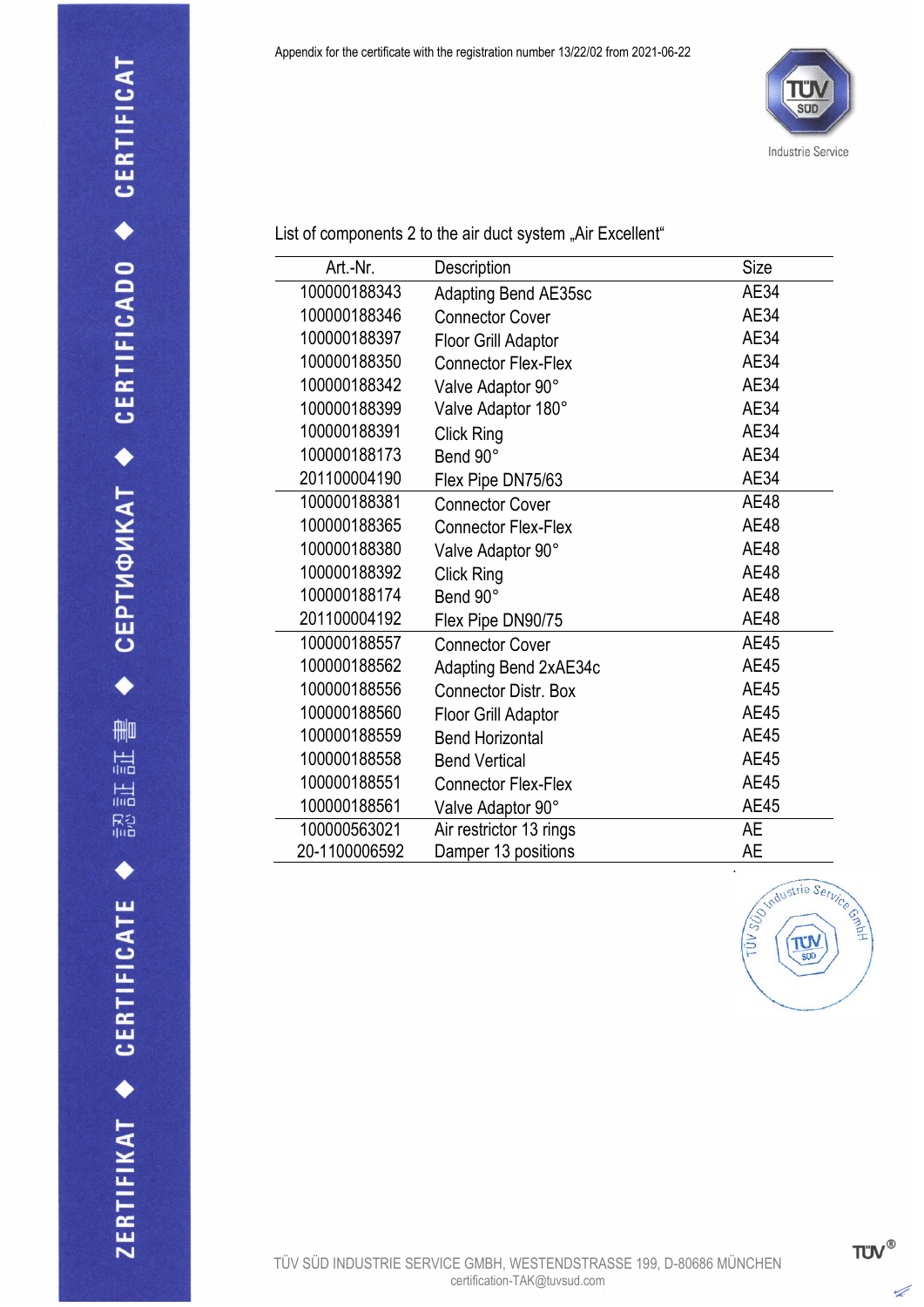Appendix for the certificate with the registration number 13/22/02 from 2021-06-22

List of components 2 to the air duct system „Air Excellent“

| Art.-Nr. | Description | Size |
|---|---|---|
| 100000188343 | Adapting Bend AE35sc | AE34 |
| 100000188346 | Connector Cover | AE34 |
| 100000188397 | Floor Grill Adaptor | AE34 |
| 100000188350 | Connector Flex-Flex | AE34 |
| 100000188342 | Valve Adaptor 90° | AE34 |
| 100000188399 | Valve Adaptor 180° | AE34 |
| 100000188391 | Click Ring | AE34 |
| 100000188173 | Bend 90° | AE34 |
| 201100004190 | Flex Pipe DN75/63 | AE34 |
| 100000188381 | Connector Cover | AE48 |
| 100000188365 | Connector Flex-Flex | AE48 |
| 100000188380 | Valve Adaptor 90° | AE48 |
| 100000188392 | Click Ring | AE48 |
| 100000188174 | Bend 90° | AE48 |
| 201100004192 | Flex Pipe DN90/75 | AE48 |
| 100000188557 | Connector Cover | AE45 |
| 100000188562 | Adapting Bend 2xAE34c | AE45 |
| 100000188556 | Connector Distr. Box | AE45 |
| 100000188560 | Floor Grill Adaptor | AE45 |
| 100000188559 | Bend Horizontal | AE45 |
| 100000188558 | Bend Vertical | AE45 |
| 100000188551 | Connector Flex-Flex | AE45 |
| 100000188561 | Valve Adaptor 90° | AE45 |
| 100000563021 | Air restrictor 13 rings | AE |
| 20-1100006592 | Damper 13 positions | AE |

TÜV SÜD INDUSTRIE SERVICE GMBH, WESTENDSTRASSE 199, D-80686 MÜNCHEN
certification-TAK@tuvsud.com